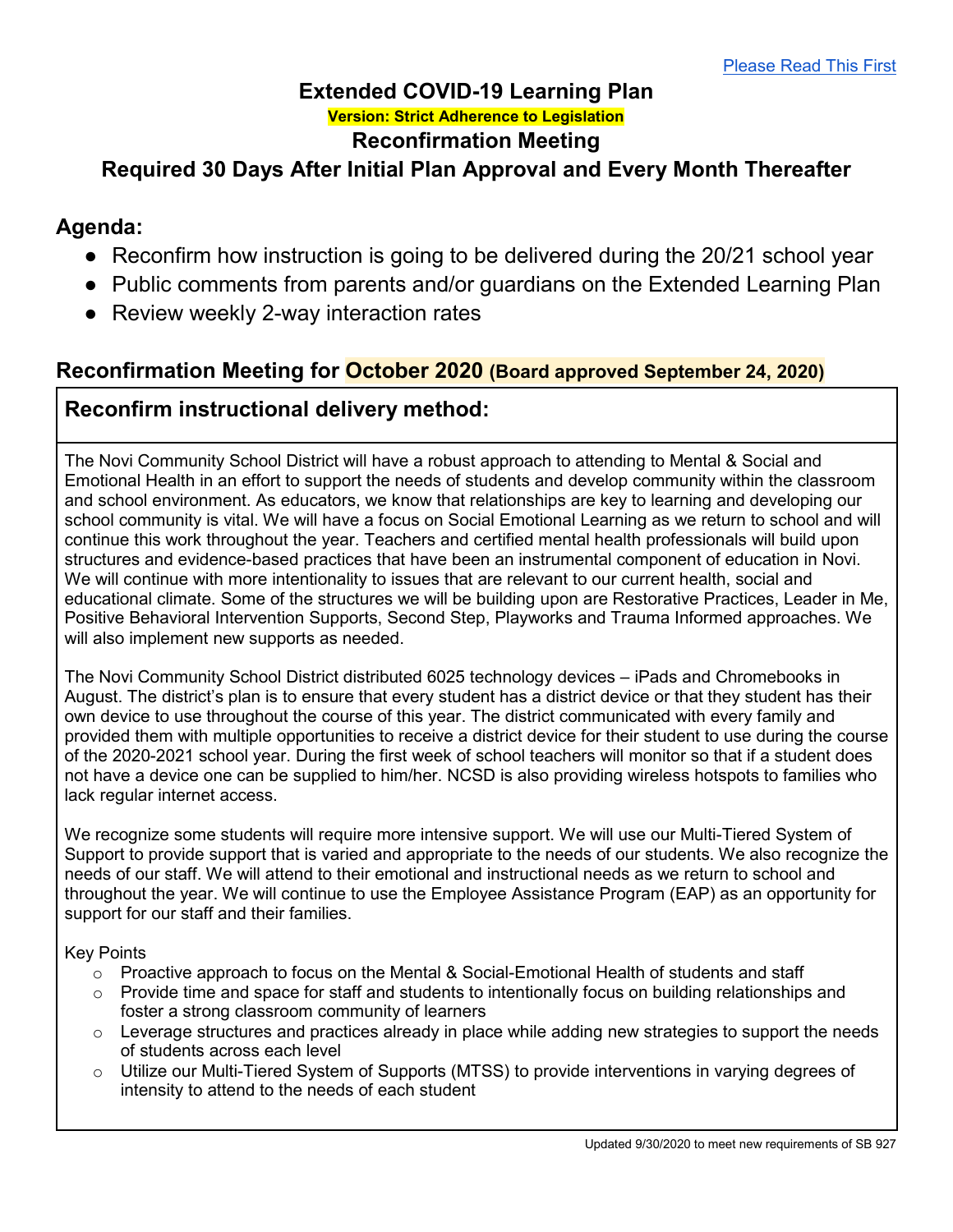Please Read This First

# Extended COVID-19 Learning Plan

**Version: Strict Adherence to Legislation**

## Reconfirmation Meeting

## Required 30 Days After Initial Plan Approval and Every Month Thereafter

## Agenda:

- Reconfirm how instruction is going to be delivered during the 20/21 school year
- Public comments from parents and/or guardians on the Extended Learning Plan
- Review weekly 2-way interaction rates

## Reconfirmation Meeting for October 2020 (Board approved September 24, 2020)

### Reconfirm instructional delivery method:

The Novi Community School District will have a robust approach to attending to Mental & Social and Emotional Health in an effort to support the needs of students and develop community within the classroom and school environment. As educators, we know that relationships are key to learning and developing our school community is vital. We will have a focus on Social Emotional Learning as we return to school and will continue this work throughout the year. Teachers and certified mental health professionals will build upon structures and evidence-based practices that have been an instrumental component of education in Novi. We will continue with more intentionality to issues that are relevant to our current health, social and educational climate. Some of the structures we will be building upon are Restorative Practices, Leader in Me, Positive Behavioral Intervention Supports, Second Step, Playworks and Trauma Informed approaches. We will also implement new supports as needed.

The Novi Community School District distributed 6025 technology devices – iPads and Chromebooks in August. The district's plan is to ensure that every student has a district device or that they student has their own device to use throughout the course of this year. The district communicated with every family and provided them with multiple opportunities to receive a district device for their student to use during the course of the 2020-2021 school year. During the first week of school teachers will monitor so that if a student does not have a device one can be supplied to him/her. NCSD is also providing wireless hotspots to families who lack regular internet access.

We recognize some students will require more intensive support. We will use our Multi-Tiered System of Support to provide support that is varied and appropriate to the needs of our students. We also recognize the needs of our staff. We will attend to their emotional and instructional needs as we return to school and throughout the year. We will continue to use the Employee Assistance Program (EAP) as an opportunity for support for our staff and their families.

Key Points

- Proactive approach to focus on the Mental & Social-Emotional Health of students and staff
- Provide time and space for staff and students to intentionally focus on building relationships and foster a strong classroom community of learners
- Leverage structures and practices already in place while adding new strategies to support the needs of students across each level
- Utilize our Multi-Tiered System of Supports (MTSS) to provide interventions in varying degrees of intensity to attend to the needs of each student

Updated 9/30/2020 to meet new requirements of SB 927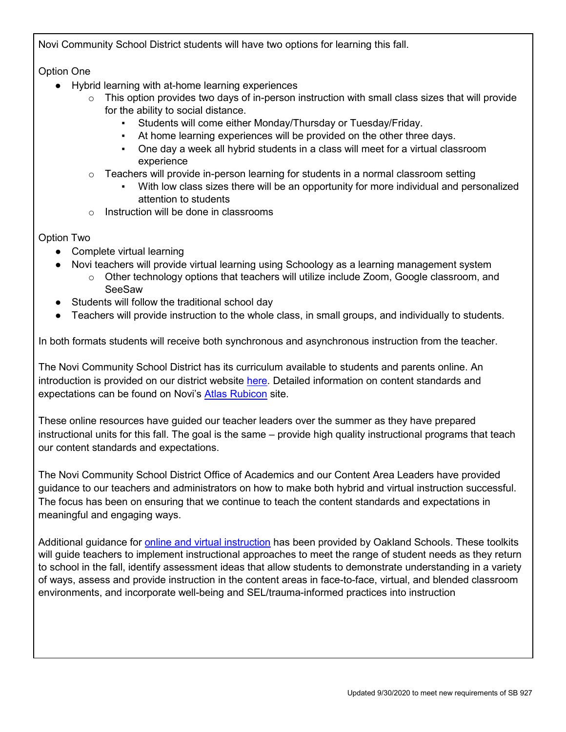Novi Community School District students will have two options for learning this fall.

Option One

- Hybrid learning with at-home learning experiences
  - This option provides two days of in-person instruction with small class sizes that will provide for the ability to social distance.
    - Students will come either Monday/Thursday or Tuesday/Friday.
    - At home learning experiences will be provided on the other three days.
    - One day a week all hybrid students in a class will meet for a virtual classroom experience
  - Teachers will provide in-person learning for students in a normal classroom setting
    - With low class sizes there will be an opportunity for more individual and personalized attention to students
  - Instruction will be done in classrooms

Option Two

- Complete virtual learning
- Novi teachers will provide virtual learning using Schoology as a learning management system
  - Other technology options that teachers will utilize include Zoom, Google classroom, and SeeSaw
- Students will follow the traditional school day
- Teachers will provide instruction to the whole class, in small groups, and individually to students.

In both formats students will receive both synchronous and asynchronous instruction from the teacher.

The Novi Community School District has its curriculum available to students and parents online. An introduction is provided on our district website here. Detailed information on content standards and expectations can be found on Novi's Atlas Rubicon site.

These online resources have guided our teacher leaders over the summer as they have prepared instructional units for this fall. The goal is the same – provide high quality instructional programs that teach our content standards and expectations.

The Novi Community School District Office of Academics and our Content Area Leaders have provided guidance to our teachers and administrators on how to make both hybrid and virtual instruction successful. The focus has been on ensuring that we continue to teach the content standards and expectations in meaningful and engaging ways.

Additional guidance for online and virtual instruction has been provided by Oakland Schools. These toolkits will guide teachers to implement instructional approaches to meet the range of student needs as they return to school in the fall, identify assessment ideas that allow students to demonstrate understanding in a variety of ways, assess and provide instruction in the content areas in face-to-face, virtual, and blended classroom environments, and incorporate well-being and SEL/trauma-informed practices into instruction

Updated 9/30/2020 to meet new requirements of SB 927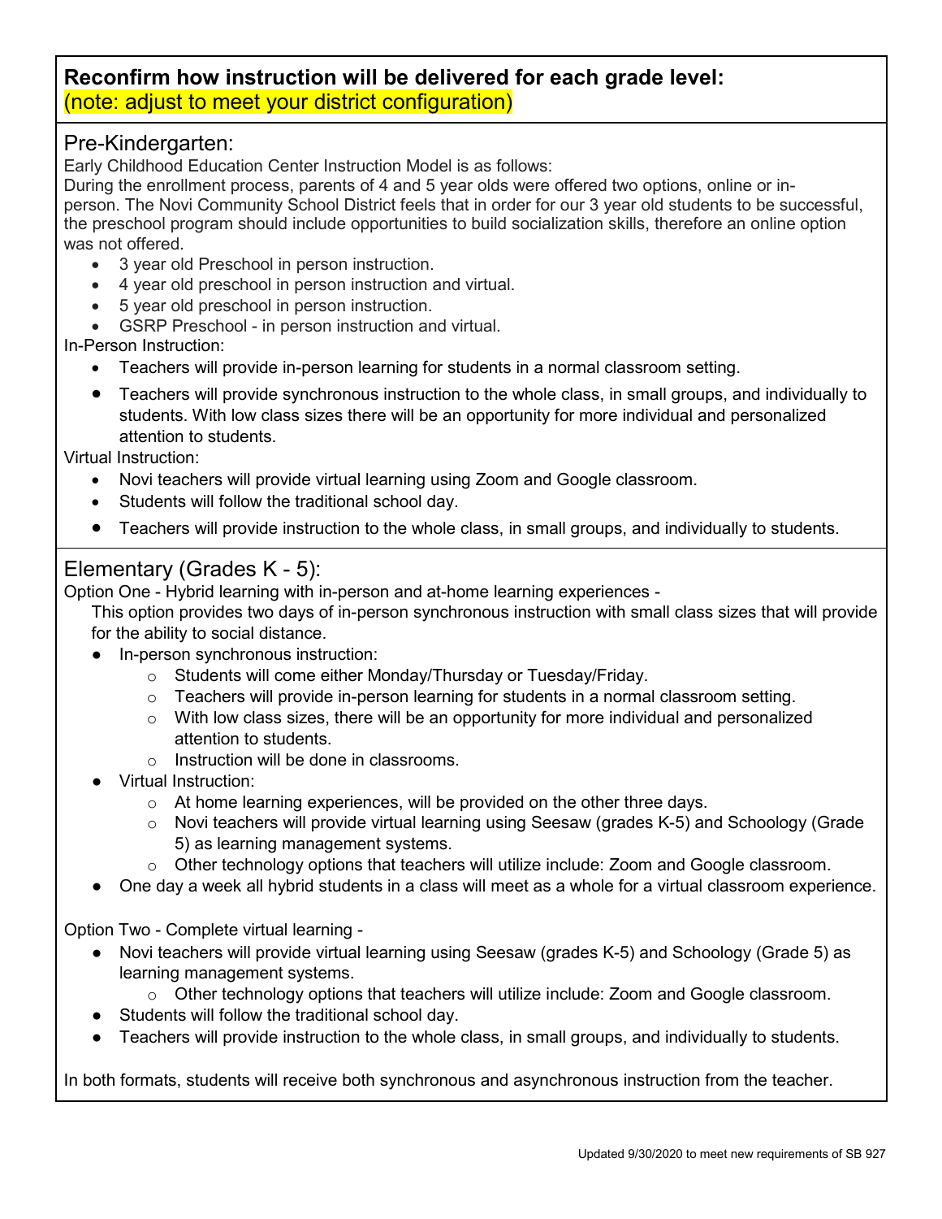## Reconfirm how instruction will be delivered for each grade level:
(note: adjust to meet your district configuration)

### Pre-Kindergarten:

Early Childhood Education Center Instruction Model is as follows:
During the enrollment process, parents of 4 and 5 year olds were offered two options, online or in-person. The Novi Community School District feels that in order for our 3 year old students to be successful, the preschool program should include opportunities to build socialization skills, therefore an online option was not offered.

- 3 year old Preschool in person instruction.
- 4 year old preschool in person instruction and virtual.
- 5 year old preschool in person instruction.
- GSRP Preschool - in person instruction and virtual.

In-Person Instruction:

- Teachers will provide in-person learning for students in a normal classroom setting.
- Teachers will provide synchronous instruction to the whole class, in small groups, and individually to students. With low class sizes there will be an opportunity for more individual and personalized attention to students.

Virtual Instruction:

- Novi teachers will provide virtual learning using Zoom and Google classroom.
- Students will follow the traditional school day.
- Teachers will provide instruction to the whole class, in small groups, and individually to students.

### Elementary (Grades K - 5):

Option One - Hybrid learning with in-person and at-home learning experiences -

This option provides two days of in-person synchronous instruction with small class sizes that will provide for the ability to social distance.

- In-person synchronous instruction:
  - Students will come either Monday/Thursday or Tuesday/Friday.
  - Teachers will provide in-person learning for students in a normal classroom setting.
  - With low class sizes, there will be an opportunity for more individual and personalized attention to students.
  - Instruction will be done in classrooms.
- Virtual Instruction:
  - At home learning experiences, will be provided on the other three days.
  - Novi teachers will provide virtual learning using Seesaw (grades K-5) and Schoology (Grade 5) as learning management systems.
  - Other technology options that teachers will utilize include: Zoom and Google classroom.
- One day a week all hybrid students in a class will meet as a whole for a virtual classroom experience.

Option Two - Complete virtual learning -

- Novi teachers will provide virtual learning using Seesaw (grades K-5) and Schoology (Grade 5) as learning management systems.
  - Other technology options that teachers will utilize include: Zoom and Google classroom.
- Students will follow the traditional school day.
- Teachers will provide instruction to the whole class, in small groups, and individually to students.

In both formats, students will receive both synchronous and asynchronous instruction from the teacher.

Updated 9/30/2020 to meet new requirements of SB 927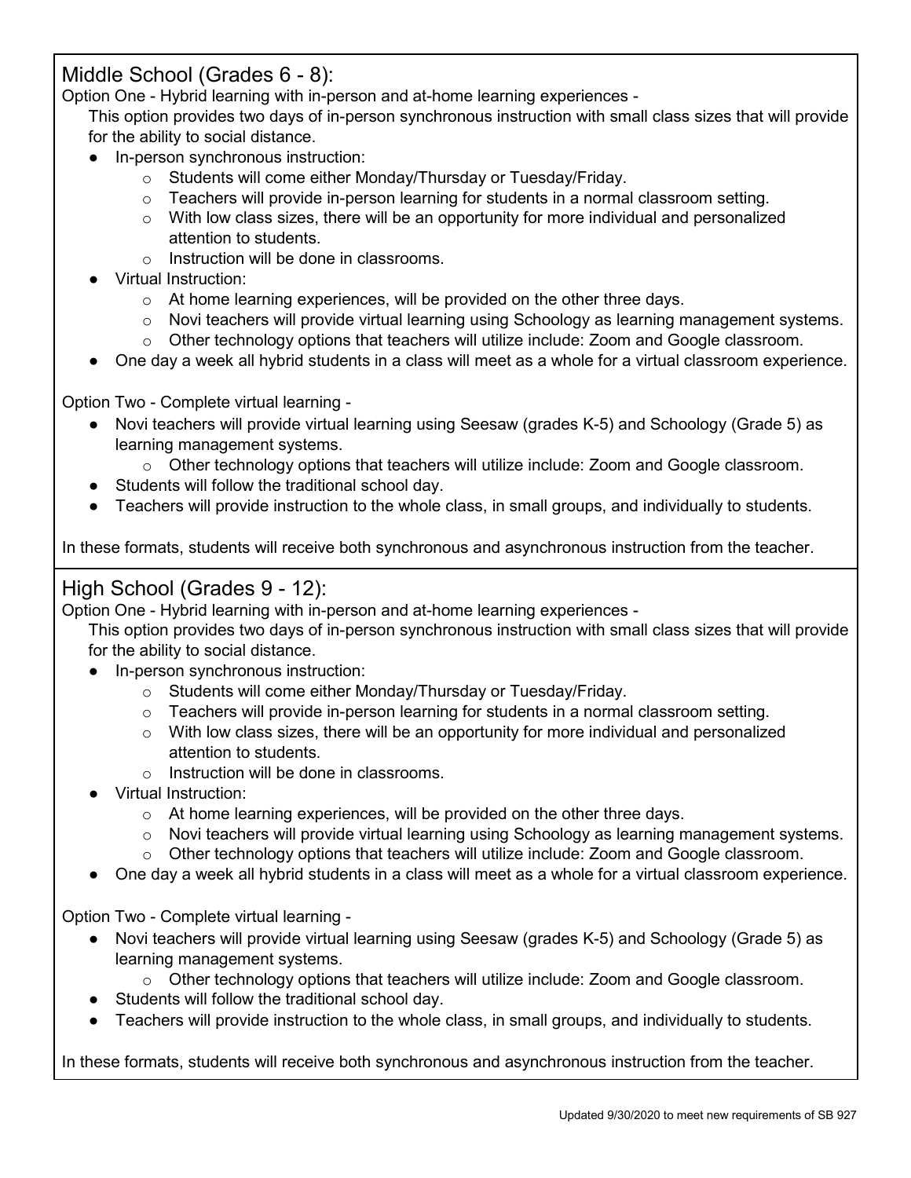## Middle School (Grades 6 - 8):

Option One - Hybrid learning with in-person and at-home learning experiences -

This option provides two days of in-person synchronous instruction with small class sizes that will provide for the ability to social distance.

- In-person synchronous instruction:
  - Students will come either Monday/Thursday or Tuesday/Friday.
  - Teachers will provide in-person learning for students in a normal classroom setting.
  - With low class sizes, there will be an opportunity for more individual and personalized attention to students.
  - Instruction will be done in classrooms.
- Virtual Instruction:
  - At home learning experiences, will be provided on the other three days.
  - Novi teachers will provide virtual learning using Schoology as learning management systems.
  - Other technology options that teachers will utilize include: Zoom and Google classroom.
- One day a week all hybrid students in a class will meet as a whole for a virtual classroom experience.

Option Two - Complete virtual learning -

- Novi teachers will provide virtual learning using Seesaw (grades K-5) and Schoology (Grade 5) as learning management systems.
  - Other technology options that teachers will utilize include: Zoom and Google classroom.
- Students will follow the traditional school day.
- Teachers will provide instruction to the whole class, in small groups, and individually to students.

In these formats, students will receive both synchronous and asynchronous instruction from the teacher.

## High School (Grades 9 - 12):

Option One - Hybrid learning with in-person and at-home learning experiences -

This option provides two days of in-person synchronous instruction with small class sizes that will provide for the ability to social distance.

- In-person synchronous instruction:
  - Students will come either Monday/Thursday or Tuesday/Friday.
  - Teachers will provide in-person learning for students in a normal classroom setting.
  - With low class sizes, there will be an opportunity for more individual and personalized attention to students.
  - Instruction will be done in classrooms.
- Virtual Instruction:
  - At home learning experiences, will be provided on the other three days.
  - Novi teachers will provide virtual learning using Schoology as learning management systems.
  - Other technology options that teachers will utilize include: Zoom and Google classroom.
- One day a week all hybrid students in a class will meet as a whole for a virtual classroom experience.

Option Two - Complete virtual learning -

- Novi teachers will provide virtual learning using Seesaw (grades K-5) and Schoology (Grade 5) as learning management systems.
  - Other technology options that teachers will utilize include: Zoom and Google classroom.
- Students will follow the traditional school day.
- Teachers will provide instruction to the whole class, in small groups, and individually to students.

In these formats, students will receive both synchronous and asynchronous instruction from the teacher.

Updated 9/30/2020 to meet new requirements of SB 927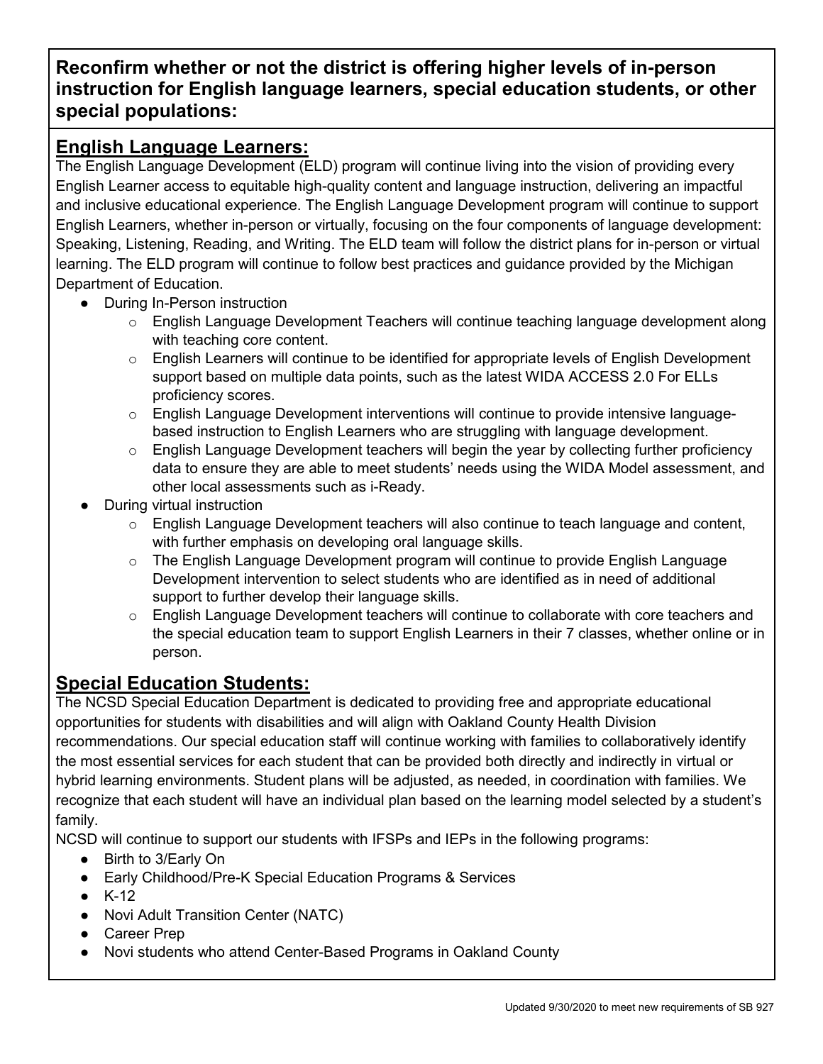**Reconfirm whether or not the district is offering higher levels of in-person instruction for English language learners, special education students, or other special populations:**

## English Language Learners:

The English Language Development (ELD) program will continue living into the vision of providing every English Learner access to equitable high-quality content and language instruction, delivering an impactful and inclusive educational experience. The English Language Development program will continue to support English Learners, whether in-person or virtually, focusing on the four components of language development: Speaking, Listening, Reading, and Writing. The ELD team will follow the district plans for in-person or virtual learning. The ELD program will continue to follow best practices and guidance provided by the Michigan Department of Education.

- During In-Person instruction
  - English Language Development Teachers will continue teaching language development along with teaching core content.
  - English Learners will continue to be identified for appropriate levels of English Development support based on multiple data points, such as the latest WIDA ACCESS 2.0 For ELLs proficiency scores.
  - English Language Development interventions will continue to provide intensive language-based instruction to English Learners who are struggling with language development.
  - English Language Development teachers will begin the year by collecting further proficiency data to ensure they are able to meet students' needs using the WIDA Model assessment, and other local assessments such as i-Ready.
- During virtual instruction
  - English Language Development teachers will also continue to teach language and content, with further emphasis on developing oral language skills.
  - The English Language Development program will continue to provide English Language Development intervention to select students who are identified as in need of additional support to further develop their language skills.
  - English Language Development teachers will continue to collaborate with core teachers and the special education team to support English Learners in their 7 classes, whether online or in person.

## Special Education Students:

The NCSD Special Education Department is dedicated to providing free and appropriate educational opportunities for students with disabilities and will align with Oakland County Health Division recommendations. Our special education staff will continue working with families to collaboratively identify the most essential services for each student that can be provided both directly and indirectly in virtual or hybrid learning environments. Student plans will be adjusted, as needed, in coordination with families. We recognize that each student will have an individual plan based on the learning model selected by a student's family.

NCSD will continue to support our students with IFSPs and IEPs in the following programs:

- Birth to 3/Early On
- Early Childhood/Pre-K Special Education Programs & Services
- K-12
- Novi Adult Transition Center (NATC)
- Career Prep
- Novi students who attend Center-Based Programs in Oakland County

Updated 9/30/2020 to meet new requirements of SB 927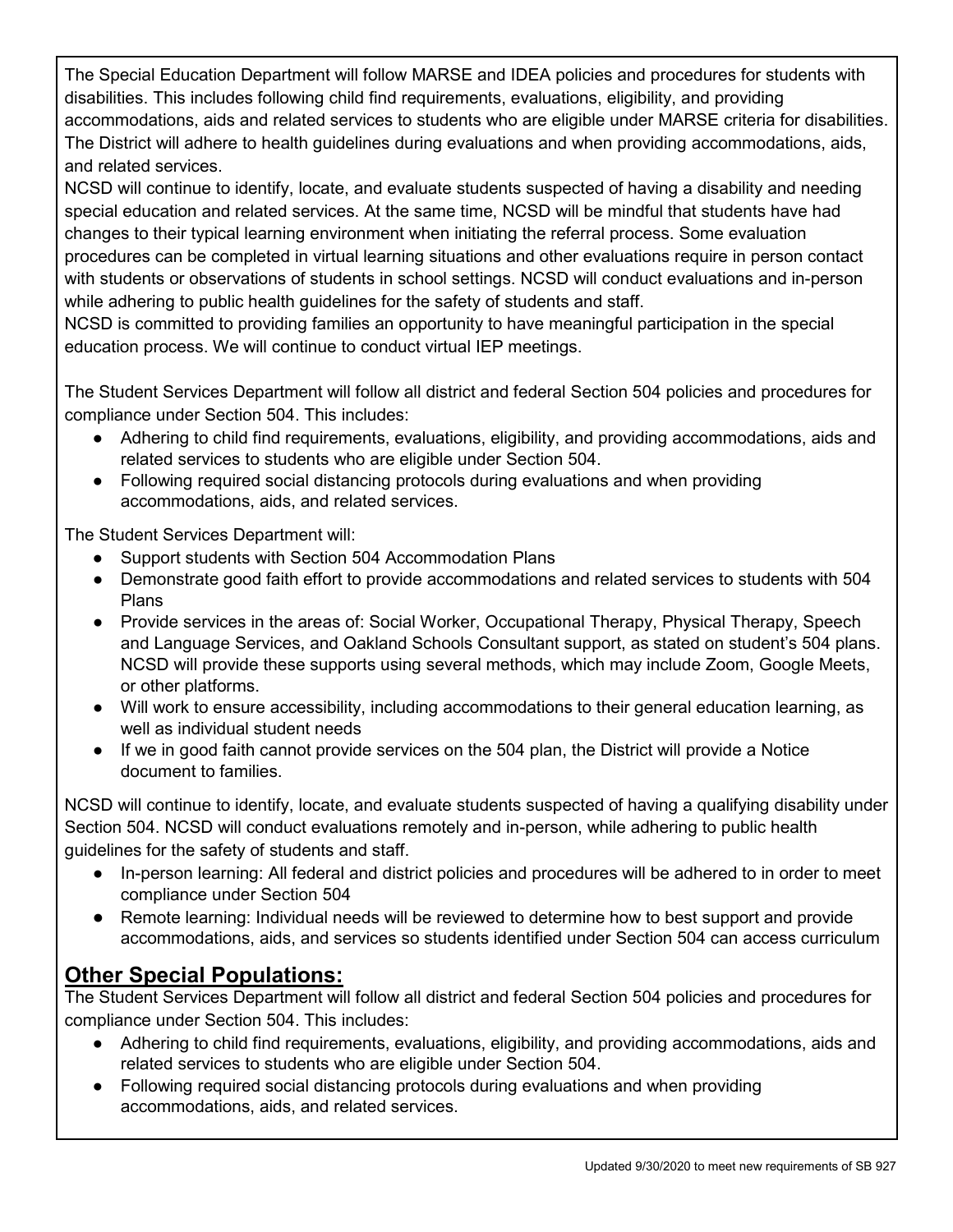The Special Education Department will follow MARSE and IDEA policies and procedures for students with disabilities. This includes following child find requirements, evaluations, eligibility, and providing accommodations, aids and related services to students who are eligible under MARSE criteria for disabilities. The District will adhere to health guidelines during evaluations and when providing accommodations, aids, and related services.

NCSD will continue to identify, locate, and evaluate students suspected of having a disability and needing special education and related services. At the same time, NCSD will be mindful that students have had changes to their typical learning environment when initiating the referral process. Some evaluation procedures can be completed in virtual learning situations and other evaluations require in person contact with students or observations of students in school settings. NCSD will conduct evaluations and in-person while adhering to public health guidelines for the safety of students and staff.

NCSD is committed to providing families an opportunity to have meaningful participation in the special education process. We will continue to conduct virtual IEP meetings.

The Student Services Department will follow all district and federal Section 504 policies and procedures for compliance under Section 504. This includes:

- Adhering to child find requirements, evaluations, eligibility, and providing accommodations, aids and related services to students who are eligible under Section 504.
- Following required social distancing protocols during evaluations and when providing accommodations, aids, and related services.

The Student Services Department will:

- Support students with Section 504 Accommodation Plans
- Demonstrate good faith effort to provide accommodations and related services to students with 504 Plans
- Provide services in the areas of: Social Worker, Occupational Therapy, Physical Therapy, Speech and Language Services, and Oakland Schools Consultant support, as stated on student's 504 plans. NCSD will provide these supports using several methods, which may include Zoom, Google Meets, or other platforms.
- Will work to ensure accessibility, including accommodations to their general education learning, as well as individual student needs
- If we in good faith cannot provide services on the 504 plan, the District will provide a Notice document to families.

NCSD will continue to identify, locate, and evaluate students suspected of having a qualifying disability under Section 504. NCSD will conduct evaluations remotely and in-person, while adhering to public health guidelines for the safety of students and staff.

- In-person learning: All federal and district policies and procedures will be adhered to in order to meet compliance under Section 504
- Remote learning: Individual needs will be reviewed to determine how to best support and provide accommodations, aids, and services so students identified under Section 504 can access curriculum

## Other Special Populations:

The Student Services Department will follow all district and federal Section 504 policies and procedures for compliance under Section 504. This includes:

- Adhering to child find requirements, evaluations, eligibility, and providing accommodations, aids and related services to students who are eligible under Section 504.
- Following required social distancing protocols during evaluations and when providing accommodations, aids, and related services.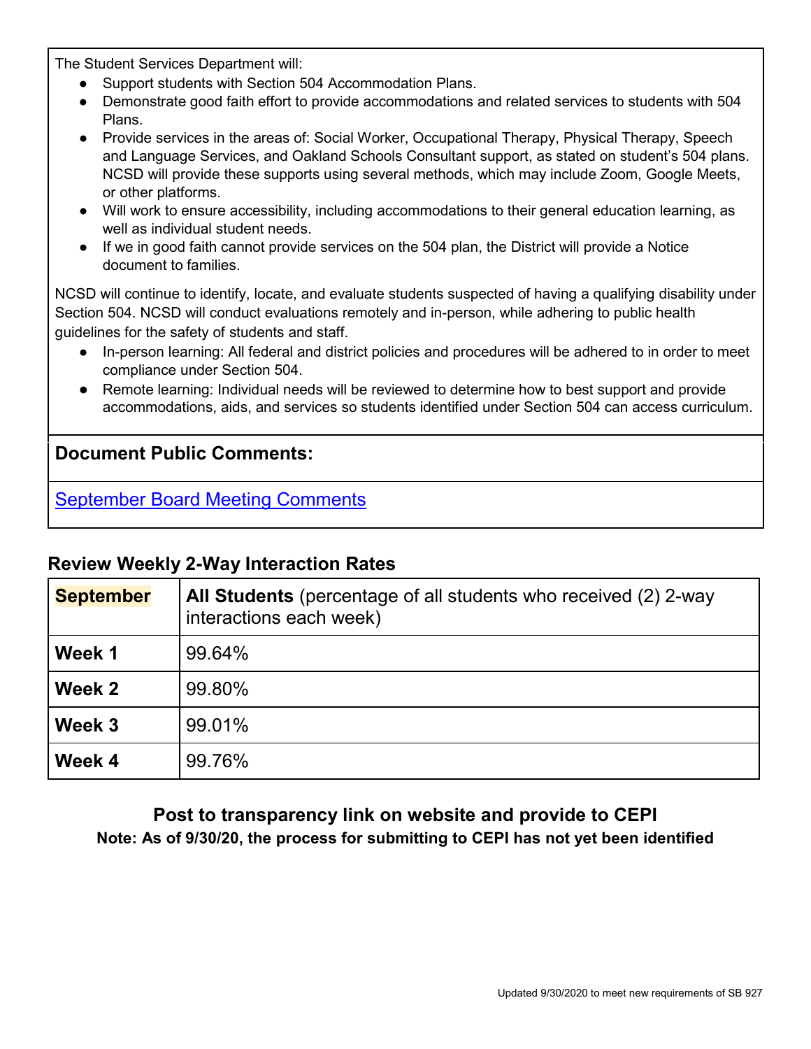The Student Services Department will:

- Support students with Section 504 Accommodation Plans.
- Demonstrate good faith effort to provide accommodations and related services to students with 504 Plans.
- Provide services in the areas of: Social Worker, Occupational Therapy, Physical Therapy, Speech and Language Services, and Oakland Schools Consultant support, as stated on student's 504 plans. NCSD will provide these supports using several methods, which may include Zoom, Google Meets, or other platforms.
- Will work to ensure accessibility, including accommodations to their general education learning, as well as individual student needs.
- If we in good faith cannot provide services on the 504 plan, the District will provide a Notice document to families.

NCSD will continue to identify, locate, and evaluate students suspected of having a qualifying disability under Section 504. NCSD will conduct evaluations remotely and in-person, while adhering to public health guidelines for the safety of students and staff.

- In-person learning: All federal and district policies and procedures will be adhered to in order to meet compliance under Section 504.
- Remote learning: Individual needs will be reviewed to determine how to best support and provide accommodations, aids, and services so students identified under Section 504 can access curriculum.

### Document Public Comments:

September Board Meeting Comments

### Review Weekly 2-Way Interaction Rates

| **September** | **All Students** (percentage of all students who received (2) 2-way interactions each week) |
|---|---|
| **Week 1** | 99.64% |
| **Week 2** | 99.80% |
| **Week 3** | 99.01% |
| **Week 4** | 99.76% |

### Post to transparency link on website and provide to CEPI

**Note: As of 9/30/20, the process for submitting to CEPI has not yet been identified**

Updated 9/30/2020 to meet new requirements of SB 927